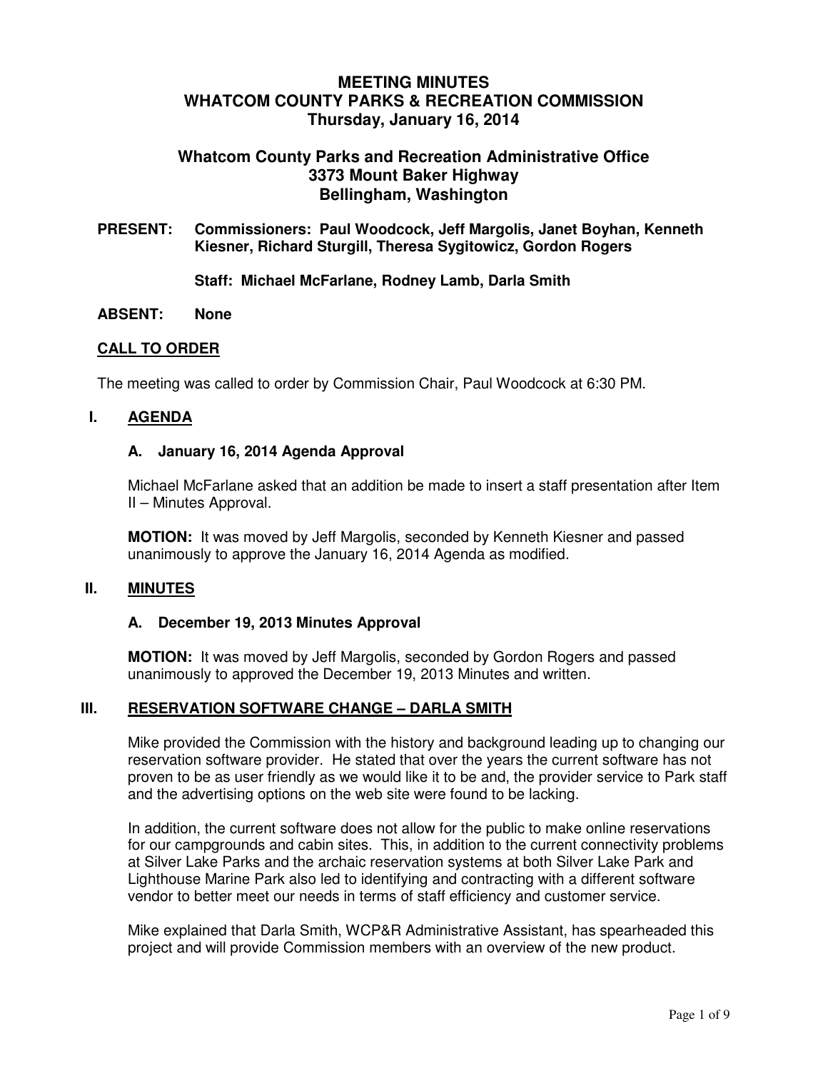# MEETING MINUTES
# WHATCOM COUNTY PARKS & RECREATION COMMISSION
## Thursday, January 16, 2014

## Whatcom County Parks and Recreation Administrative Office
## 3373 Mount Baker Highway
## Bellingham, Washington

**PRESENT:** **Commissioners: Paul Woodcock, Jeff Margolis, Janet Boyhan, Kenneth Kiesner, Richard Sturgill, Theresa Sygitowicz, Gordon Rogers**

**Staff: Michael McFarlane, Rodney Lamb, Darla Smith**

**ABSENT:** **None**

**CALL TO ORDER**

The meeting was called to order by Commission Chair, Paul Woodcock at 6:30 PM.

### I. AGENDA

#### A. January 16, 2014 Agenda Approval

Michael McFarlane asked that an addition be made to insert a staff presentation after Item II – Minutes Approval.

**MOTION:** It was moved by Jeff Margolis, seconded by Kenneth Kiesner and passed unanimously to approve the January 16, 2014 Agenda as modified.

### II. MINUTES

#### A. December 19, 2013 Minutes Approval

**MOTION:** It was moved by Jeff Margolis, seconded by Gordon Rogers and passed unanimously to approved the December 19, 2013 Minutes and written.

### III. RESERVATION SOFTWARE CHANGE – DARLA SMITH

Mike provided the Commission with the history and background leading up to changing our reservation software provider. He stated that over the years the current software has not proven to be as user friendly as we would like it to be and, the provider service to Park staff and the advertising options on the web site were found to be lacking.

In addition, the current software does not allow for the public to make online reservations for our campgrounds and cabin sites. This, in addition to the current connectivity problems at Silver Lake Parks and the archaic reservation systems at both Silver Lake Park and Lighthouse Marine Park also led to identifying and contracting with a different software vendor to better meet our needs in terms of staff efficiency and customer service.

Mike explained that Darla Smith, WCP&R Administrative Assistant, has spearheaded this project and will provide Commission members with an overview of the new product.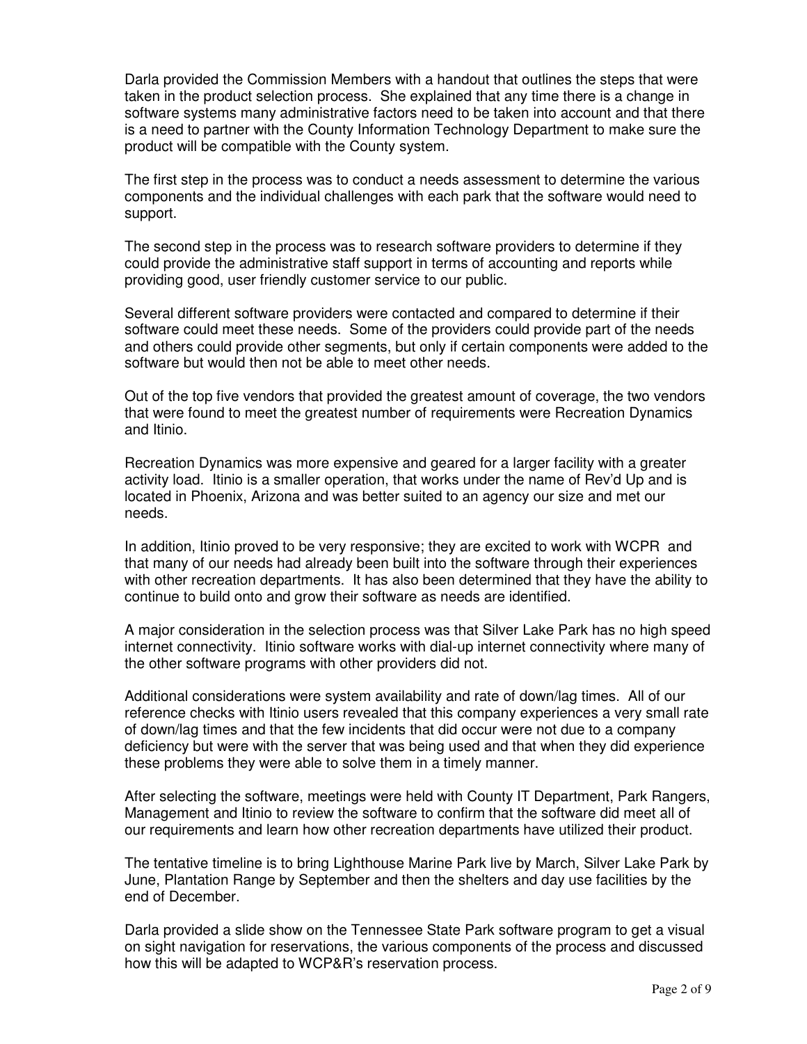Darla provided the Commission Members with a handout that outlines the steps that were taken in the product selection process. She explained that any time there is a change in software systems many administrative factors need to be taken into account and that there is a need to partner with the County Information Technology Department to make sure the product will be compatible with the County system.

The first step in the process was to conduct a needs assessment to determine the various components and the individual challenges with each park that the software would need to support.

The second step in the process was to research software providers to determine if they could provide the administrative staff support in terms of accounting and reports while providing good, user friendly customer service to our public.

Several different software providers were contacted and compared to determine if their software could meet these needs. Some of the providers could provide part of the needs and others could provide other segments, but only if certain components were added to the software but would then not be able to meet other needs.

Out of the top five vendors that provided the greatest amount of coverage, the two vendors that were found to meet the greatest number of requirements were Recreation Dynamics and Itinio.

Recreation Dynamics was more expensive and geared for a larger facility with a greater activity load. Itinio is a smaller operation, that works under the name of Rev'd Up and is located in Phoenix, Arizona and was better suited to an agency our size and met our needs.

In addition, Itinio proved to be very responsive; they are excited to work with WCPR and that many of our needs had already been built into the software through their experiences with other recreation departments. It has also been determined that they have the ability to continue to build onto and grow their software as needs are identified.

A major consideration in the selection process was that Silver Lake Park has no high speed internet connectivity. Itinio software works with dial-up internet connectivity where many of the other software programs with other providers did not.

Additional considerations were system availability and rate of down/lag times. All of our reference checks with Itinio users revealed that this company experiences a very small rate of down/lag times and that the few incidents that did occur were not due to a company deficiency but were with the server that was being used and that when they did experience these problems they were able to solve them in a timely manner.

After selecting the software, meetings were held with County IT Department, Park Rangers, Management and Itinio to review the software to confirm that the software did meet all of our requirements and learn how other recreation departments have utilized their product.

The tentative timeline is to bring Lighthouse Marine Park live by March, Silver Lake Park by June, Plantation Range by September and then the shelters and day use facilities by the end of December.

Darla provided a slide show on the Tennessee State Park software program to get a visual on sight navigation for reservations, the various components of the process and discussed how this will be adapted to WCP&R's reservation process.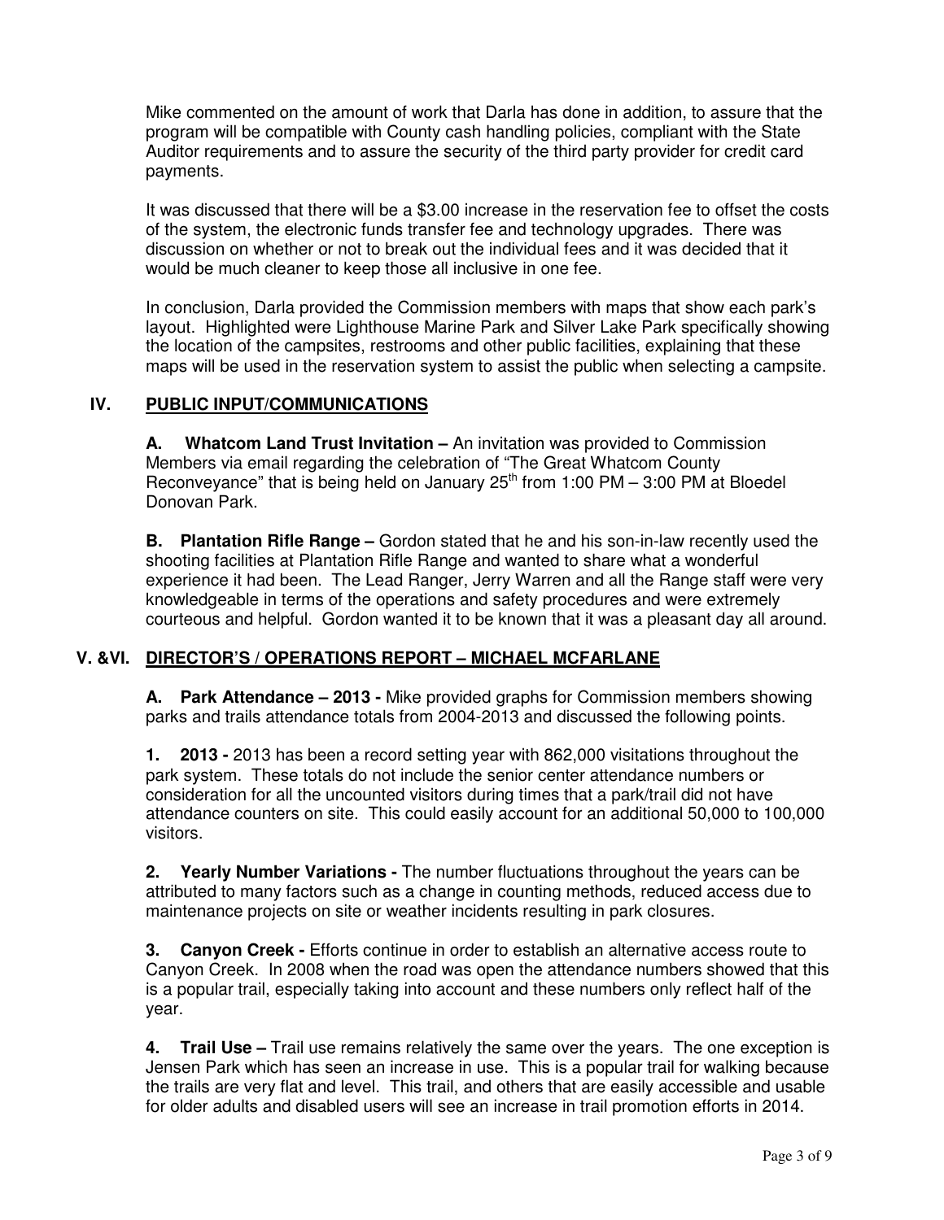Mike commented on the amount of work that Darla has done in addition, to assure that the program will be compatible with County cash handling policies, compliant with the State Auditor requirements and to assure the security of the third party provider for credit card payments.

It was discussed that there will be a $3.00 increase in the reservation fee to offset the costs of the system, the electronic funds transfer fee and technology upgrades. There was discussion on whether or not to break out the individual fees and it was decided that it would be much cleaner to keep those all inclusive in one fee.

In conclusion, Darla provided the Commission members with maps that show each park's layout. Highlighted were Lighthouse Marine Park and Silver Lake Park specifically showing the location of the campsites, restrooms and other public facilities, explaining that these maps will be used in the reservation system to assist the public when selecting a campsite.

## IV. PUBLIC INPUT/COMMUNICATIONS

**A. Whatcom Land Trust Invitation –** An invitation was provided to Commission Members via email regarding the celebration of "The Great Whatcom County Reconveyance" that is being held on January 25th from 1:00 PM – 3:00 PM at Bloedel Donovan Park.

**B. Plantation Rifle Range –** Gordon stated that he and his son-in-law recently used the shooting facilities at Plantation Rifle Range and wanted to share what a wonderful experience it had been. The Lead Ranger, Jerry Warren and all the Range staff were very knowledgeable in terms of the operations and safety procedures and were extremely courteous and helpful. Gordon wanted it to be known that it was a pleasant day all around.

## V. &VI. DIRECTOR'S / OPERATIONS REPORT – MICHAEL MCFARLANE

**A. Park Attendance – 2013 -** Mike provided graphs for Commission members showing parks and trails attendance totals from 2004-2013 and discussed the following points.

**1. 2013 -** 2013 has been a record setting year with 862,000 visitations throughout the park system. These totals do not include the senior center attendance numbers or consideration for all the uncounted visitors during times that a park/trail did not have attendance counters on site. This could easily account for an additional 50,000 to 100,000 visitors.

**2. Yearly Number Variations -** The number fluctuations throughout the years can be attributed to many factors such as a change in counting methods, reduced access due to maintenance projects on site or weather incidents resulting in park closures.

**3. Canyon Creek -** Efforts continue in order to establish an alternative access route to Canyon Creek. In 2008 when the road was open the attendance numbers showed that this is a popular trail, especially taking into account and these numbers only reflect half of the year.

**4. Trail Use –** Trail use remains relatively the same over the years. The one exception is Jensen Park which has seen an increase in use. This is a popular trail for walking because the trails are very flat and level. This trail, and others that are easily accessible and usable for older adults and disabled users will see an increase in trail promotion efforts in 2014.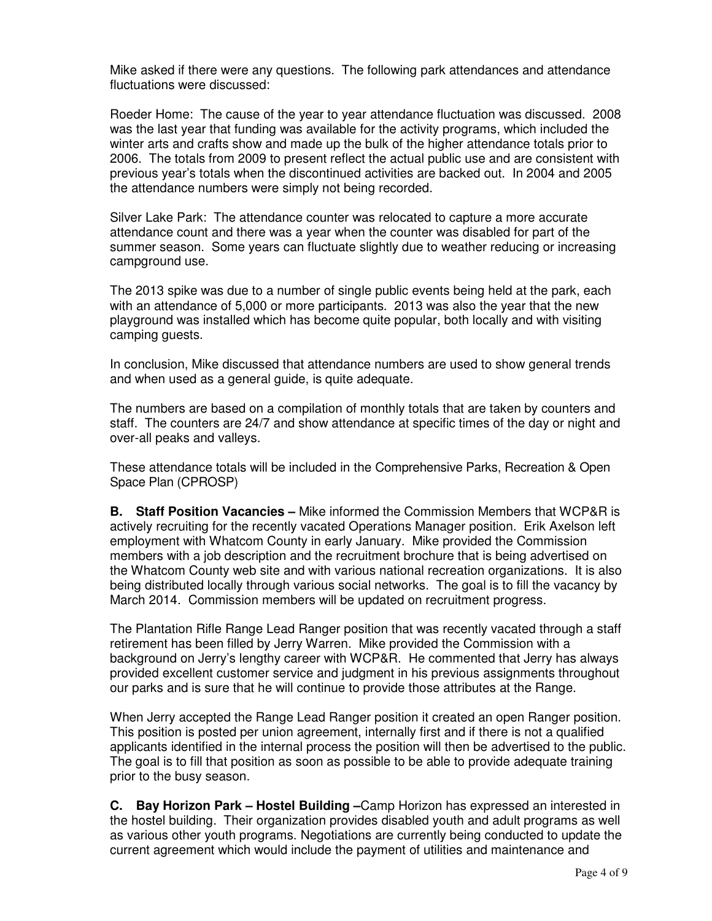Mike asked if there were any questions. The following park attendances and attendance fluctuations were discussed:

Roeder Home: The cause of the year to year attendance fluctuation was discussed. 2008 was the last year that funding was available for the activity programs, which included the winter arts and crafts show and made up the bulk of the higher attendance totals prior to 2006. The totals from 2009 to present reflect the actual public use and are consistent with previous year's totals when the discontinued activities are backed out. In 2004 and 2005 the attendance numbers were simply not being recorded.

Silver Lake Park: The attendance counter was relocated to capture a more accurate attendance count and there was a year when the counter was disabled for part of the summer season. Some years can fluctuate slightly due to weather reducing or increasing campground use.

The 2013 spike was due to a number of single public events being held at the park, each with an attendance of 5,000 or more participants. 2013 was also the year that the new playground was installed which has become quite popular, both locally and with visiting camping guests.

In conclusion, Mike discussed that attendance numbers are used to show general trends and when used as a general guide, is quite adequate.

The numbers are based on a compilation of monthly totals that are taken by counters and staff. The counters are 24/7 and show attendance at specific times of the day or night and over-all peaks and valleys.

These attendance totals will be included in the Comprehensive Parks, Recreation & Open Space Plan (CPROSP)

**B. Staff Position Vacancies –** Mike informed the Commission Members that WCP&R is actively recruiting for the recently vacated Operations Manager position. Erik Axelson left employment with Whatcom County in early January. Mike provided the Commission members with a job description and the recruitment brochure that is being advertised on the Whatcom County web site and with various national recreation organizations. It is also being distributed locally through various social networks. The goal is to fill the vacancy by March 2014. Commission members will be updated on recruitment progress.

The Plantation Rifle Range Lead Ranger position that was recently vacated through a staff retirement has been filled by Jerry Warren. Mike provided the Commission with a background on Jerry's lengthy career with WCP&R. He commented that Jerry has always provided excellent customer service and judgment in his previous assignments throughout our parks and is sure that he will continue to provide those attributes at the Range.

When Jerry accepted the Range Lead Ranger position it created an open Ranger position. This position is posted per union agreement, internally first and if there is not a qualified applicants identified in the internal process the position will then be advertised to the public. The goal is to fill that position as soon as possible to be able to provide adequate training prior to the busy season.

**C. Bay Horizon Park – Hostel Building –**Camp Horizon has expressed an interested in the hostel building. Their organization provides disabled youth and adult programs as well as various other youth programs. Negotiations are currently being conducted to update the current agreement which would include the payment of utilities and maintenance and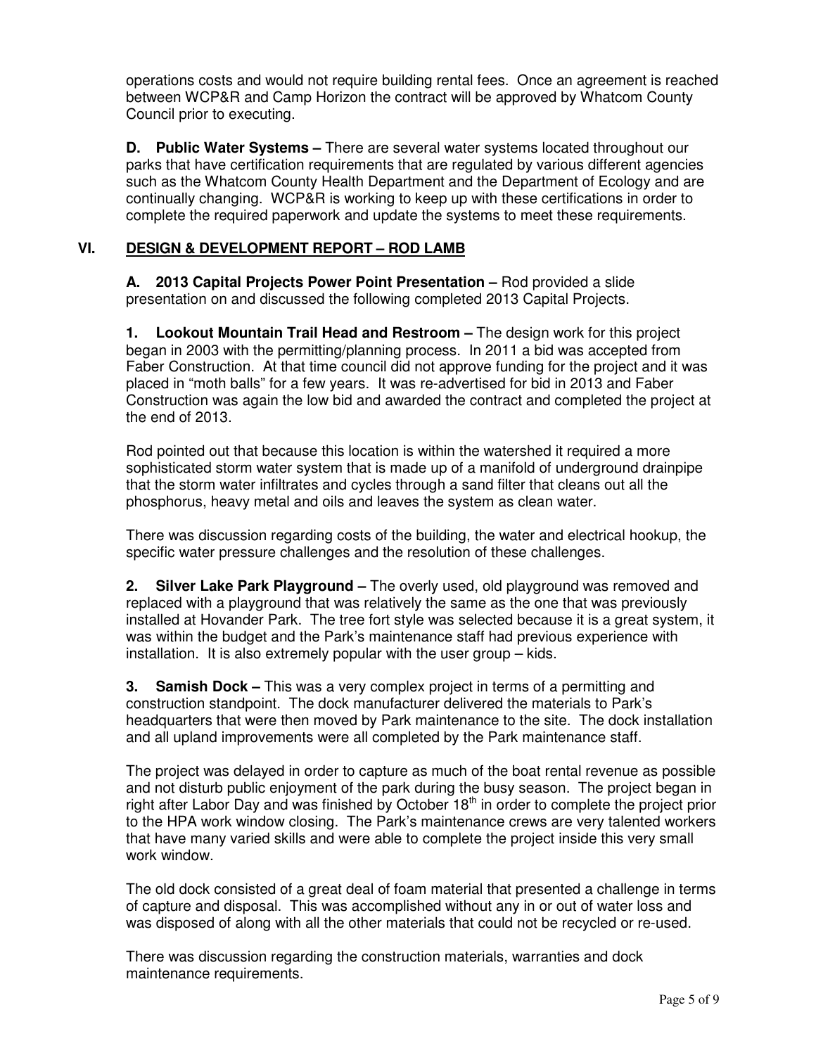operations costs and would not require building rental fees. Once an agreement is reached between WCP&R and Camp Horizon the contract will be approved by Whatcom County Council prior to executing.

**D. Public Water Systems –** There are several water systems located throughout our parks that have certification requirements that are regulated by various different agencies such as the Whatcom County Health Department and the Department of Ecology and are continually changing. WCP&R is working to keep up with these certifications in order to complete the required paperwork and update the systems to meet these requirements.

## VI. DESIGN & DEVELOPMENT REPORT – ROD LAMB

**A. 2013 Capital Projects Power Point Presentation –** Rod provided a slide presentation on and discussed the following completed 2013 Capital Projects.

**1. Lookout Mountain Trail Head and Restroom –** The design work for this project began in 2003 with the permitting/planning process. In 2011 a bid was accepted from Faber Construction. At that time council did not approve funding for the project and it was placed in "moth balls" for a few years. It was re-advertised for bid in 2013 and Faber Construction was again the low bid and awarded the contract and completed the project at the end of 2013.

Rod pointed out that because this location is within the watershed it required a more sophisticated storm water system that is made up of a manifold of underground drainpipe that the storm water infiltrates and cycles through a sand filter that cleans out all the phosphorus, heavy metal and oils and leaves the system as clean water.

There was discussion regarding costs of the building, the water and electrical hookup, the specific water pressure challenges and the resolution of these challenges.

**2. Silver Lake Park Playground –** The overly used, old playground was removed and replaced with a playground that was relatively the same as the one that was previously installed at Hovander Park. The tree fort style was selected because it is a great system, it was within the budget and the Park's maintenance staff had previous experience with installation. It is also extremely popular with the user group – kids.

**3. Samish Dock –** This was a very complex project in terms of a permitting and construction standpoint. The dock manufacturer delivered the materials to Park's headquarters that were then moved by Park maintenance to the site. The dock installation and all upland improvements were all completed by the Park maintenance staff.

The project was delayed in order to capture as much of the boat rental revenue as possible and not disturb public enjoyment of the park during the busy season. The project began in right after Labor Day and was finished by October 18th in order to complete the project prior to the HPA work window closing. The Park's maintenance crews are very talented workers that have many varied skills and were able to complete the project inside this very small work window.

The old dock consisted of a great deal of foam material that presented a challenge in terms of capture and disposal. This was accomplished without any in or out of water loss and was disposed of along with all the other materials that could not be recycled or re-used.

There was discussion regarding the construction materials, warranties and dock maintenance requirements.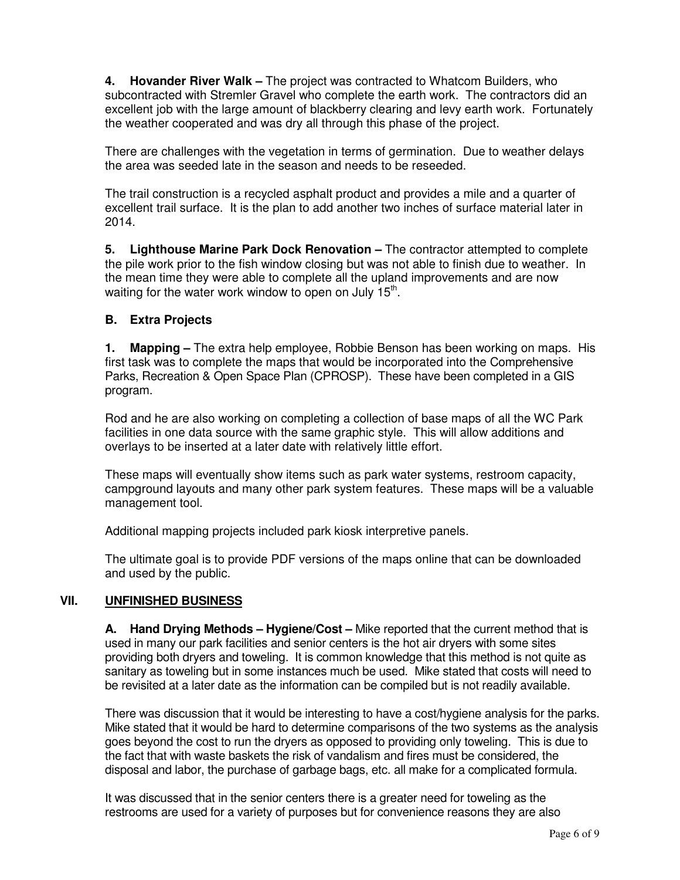**4. Hovander River Walk –** The project was contracted to Whatcom Builders, who subcontracted with Stremler Gravel who complete the earth work. The contractors did an excellent job with the large amount of blackberry clearing and levy earth work. Fortunately the weather cooperated and was dry all through this phase of the project.

There are challenges with the vegetation in terms of germination. Due to weather delays the area was seeded late in the season and needs to be reseeded.

The trail construction is a recycled asphalt product and provides a mile and a quarter of excellent trail surface. It is the plan to add another two inches of surface material later in 2014.

**5. Lighthouse Marine Park Dock Renovation –** The contractor attempted to complete the pile work prior to the fish window closing but was not able to finish due to weather. In the mean time they were able to complete all the upland improvements and are now waiting for the water work window to open on July 15th.

### B. Extra Projects

**1. Mapping –** The extra help employee, Robbie Benson has been working on maps. His first task was to complete the maps that would be incorporated into the Comprehensive Parks, Recreation & Open Space Plan (CPROSP). These have been completed in a GIS program.

Rod and he are also working on completing a collection of base maps of all the WC Park facilities in one data source with the same graphic style. This will allow additions and overlays to be inserted at a later date with relatively little effort.

These maps will eventually show items such as park water systems, restroom capacity, campground layouts and many other park system features. These maps will be a valuable management tool.

Additional mapping projects included park kiosk interpretive panels.

The ultimate goal is to provide PDF versions of the maps online that can be downloaded and used by the public.

## VII. UNFINISHED BUSINESS

**A. Hand Drying Methods – Hygiene/Cost –** Mike reported that the current method that is used in many our park facilities and senior centers is the hot air dryers with some sites providing both dryers and toweling. It is common knowledge that this method is not quite as sanitary as toweling but in some instances much be used. Mike stated that costs will need to be revisited at a later date as the information can be compiled but is not readily available.

There was discussion that it would be interesting to have a cost/hygiene analysis for the parks. Mike stated that it would be hard to determine comparisons of the two systems as the analysis goes beyond the cost to run the dryers as opposed to providing only toweling. This is due to the fact that with waste baskets the risk of vandalism and fires must be considered, the disposal and labor, the purchase of garbage bags, etc. all make for a complicated formula.

It was discussed that in the senior centers there is a greater need for toweling as the restrooms are used for a variety of purposes but for convenience reasons they are also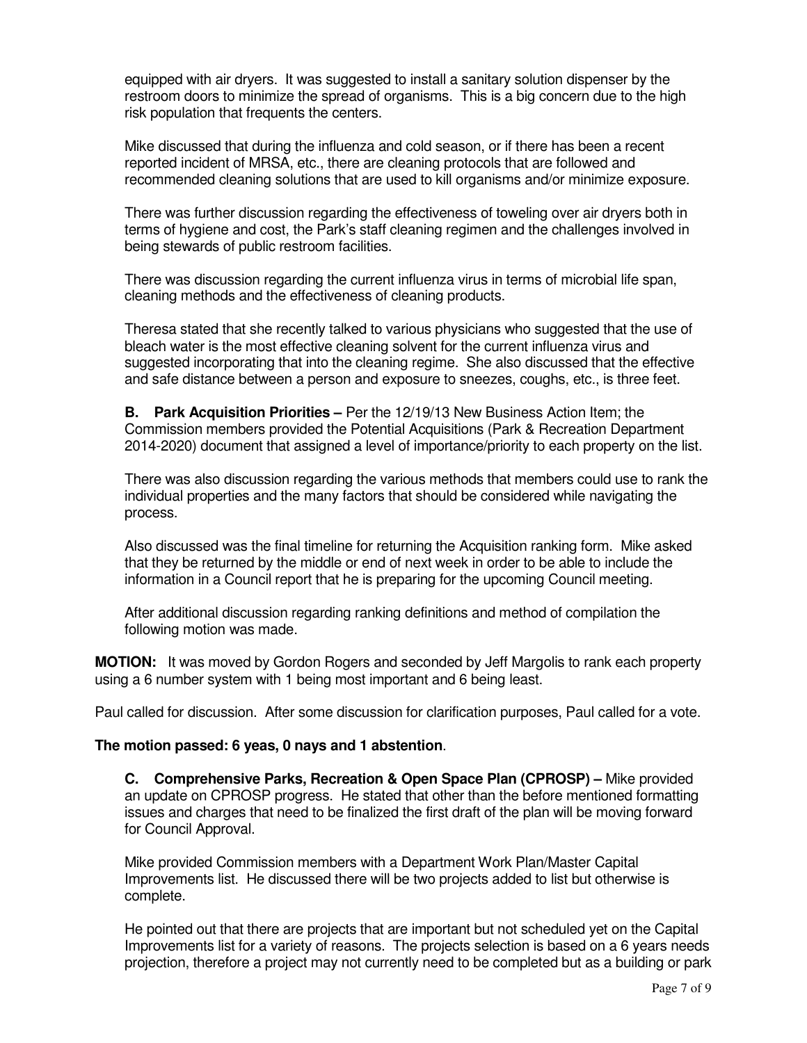equipped with air dryers. It was suggested to install a sanitary solution dispenser by the restroom doors to minimize the spread of organisms. This is a big concern due to the high risk population that frequents the centers.

Mike discussed that during the influenza and cold season, or if there has been a recent reported incident of MRSA, etc., there are cleaning protocols that are followed and recommended cleaning solutions that are used to kill organisms and/or minimize exposure.

There was further discussion regarding the effectiveness of toweling over air dryers both in terms of hygiene and cost, the Park's staff cleaning regimen and the challenges involved in being stewards of public restroom facilities.

There was discussion regarding the current influenza virus in terms of microbial life span, cleaning methods and the effectiveness of cleaning products.

Theresa stated that she recently talked to various physicians who suggested that the use of bleach water is the most effective cleaning solvent for the current influenza virus and suggested incorporating that into the cleaning regime. She also discussed that the effective and safe distance between a person and exposure to sneezes, coughs, etc., is three feet.

**B. Park Acquisition Priorities –** Per the 12/19/13 New Business Action Item; the Commission members provided the Potential Acquisitions (Park & Recreation Department 2014-2020) document that assigned a level of importance/priority to each property on the list.

There was also discussion regarding the various methods that members could use to rank the individual properties and the many factors that should be considered while navigating the process.

Also discussed was the final timeline for returning the Acquisition ranking form. Mike asked that they be returned by the middle or end of next week in order to be able to include the information in a Council report that he is preparing for the upcoming Council meeting.

After additional discussion regarding ranking definitions and method of compilation the following motion was made.

**MOTION:** It was moved by Gordon Rogers and seconded by Jeff Margolis to rank each property using a 6 number system with 1 being most important and 6 being least.

Paul called for discussion. After some discussion for clarification purposes, Paul called for a vote.

**The motion passed: 6 yeas, 0 nays and 1 abstention**.

**C. Comprehensive Parks, Recreation & Open Space Plan (CPROSP) –** Mike provided an update on CPROSP progress. He stated that other than the before mentioned formatting issues and charges that need to be finalized the first draft of the plan will be moving forward for Council Approval.

Mike provided Commission members with a Department Work Plan/Master Capital Improvements list. He discussed there will be two projects added to list but otherwise is complete.

He pointed out that there are projects that are important but not scheduled yet on the Capital Improvements list for a variety of reasons. The projects selection is based on a 6 years needs projection, therefore a project may not currently need to be completed but as a building or park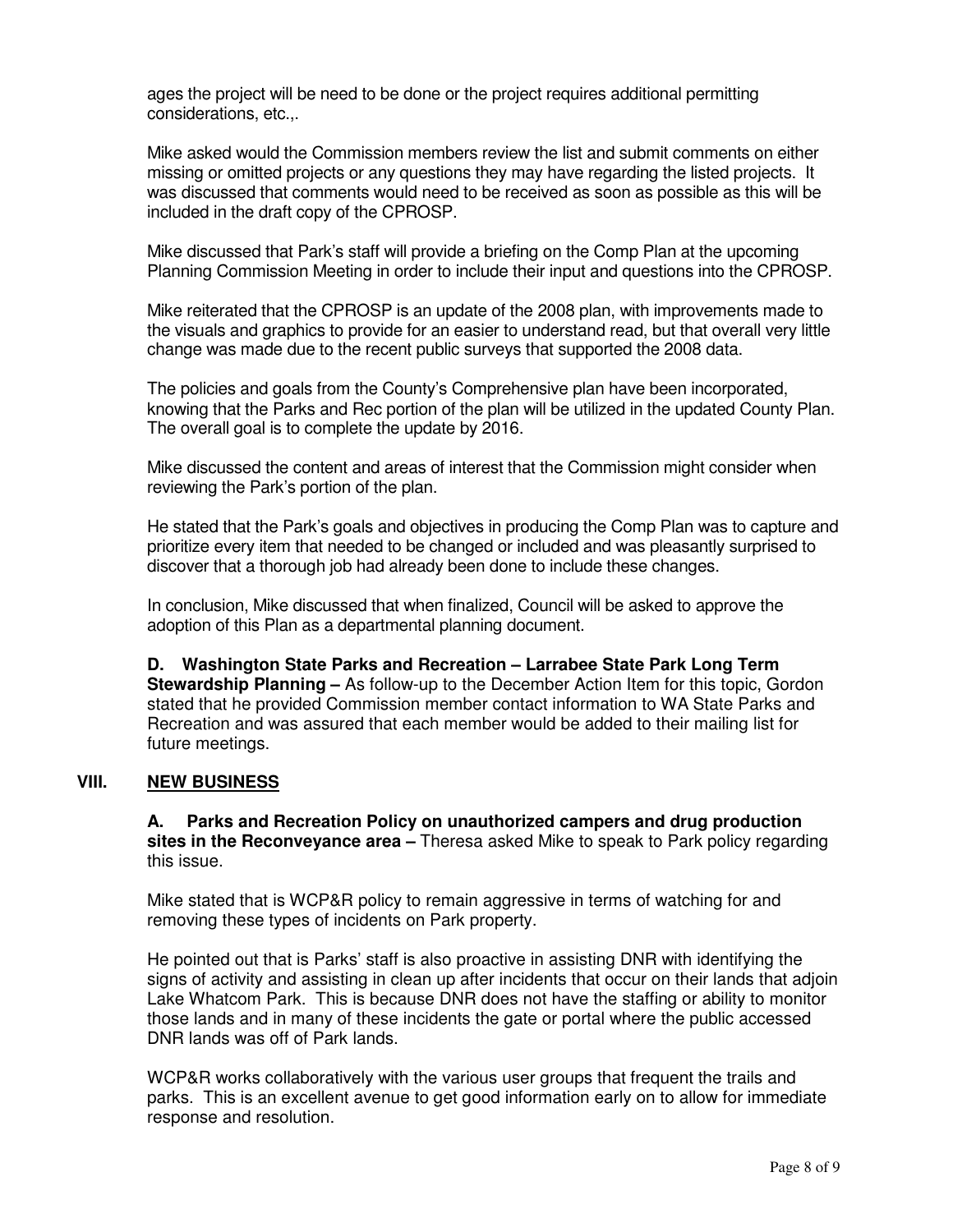ages the project will be need to be done or the project requires additional permitting considerations, etc.,.

Mike asked would the Commission members review the list and submit comments on either missing or omitted projects or any questions they may have regarding the listed projects. It was discussed that comments would need to be received as soon as possible as this will be included in the draft copy of the CPROSP.

Mike discussed that Park's staff will provide a briefing on the Comp Plan at the upcoming Planning Commission Meeting in order to include their input and questions into the CPROSP.

Mike reiterated that the CPROSP is an update of the 2008 plan, with improvements made to the visuals and graphics to provide for an easier to understand read, but that overall very little change was made due to the recent public surveys that supported the 2008 data.

The policies and goals from the County's Comprehensive plan have been incorporated, knowing that the Parks and Rec portion of the plan will be utilized in the updated County Plan. The overall goal is to complete the update by 2016.

Mike discussed the content and areas of interest that the Commission might consider when reviewing the Park's portion of the plan.

He stated that the Park's goals and objectives in producing the Comp Plan was to capture and prioritize every item that needed to be changed or included and was pleasantly surprised to discover that a thorough job had already been done to include these changes.

In conclusion, Mike discussed that when finalized, Council will be asked to approve the adoption of this Plan as a departmental planning document.

**D. Washington State Parks and Recreation – Larrabee State Park Long Term Stewardship Planning –** As follow-up to the December Action Item for this topic, Gordon stated that he provided Commission member contact information to WA State Parks and Recreation and was assured that each member would be added to their mailing list for future meetings.

## VIII. NEW BUSINESS

**A. Parks and Recreation Policy on unauthorized campers and drug production sites in the Reconveyance area –** Theresa asked Mike to speak to Park policy regarding this issue.

Mike stated that is WCP&R policy to remain aggressive in terms of watching for and removing these types of incidents on Park property.

He pointed out that is Parks' staff is also proactive in assisting DNR with identifying the signs of activity and assisting in clean up after incidents that occur on their lands that adjoin Lake Whatcom Park. This is because DNR does not have the staffing or ability to monitor those lands and in many of these incidents the gate or portal where the public accessed DNR lands was off of Park lands.

WCP&R works collaboratively with the various user groups that frequent the trails and parks. This is an excellent avenue to get good information early on to allow for immediate response and resolution.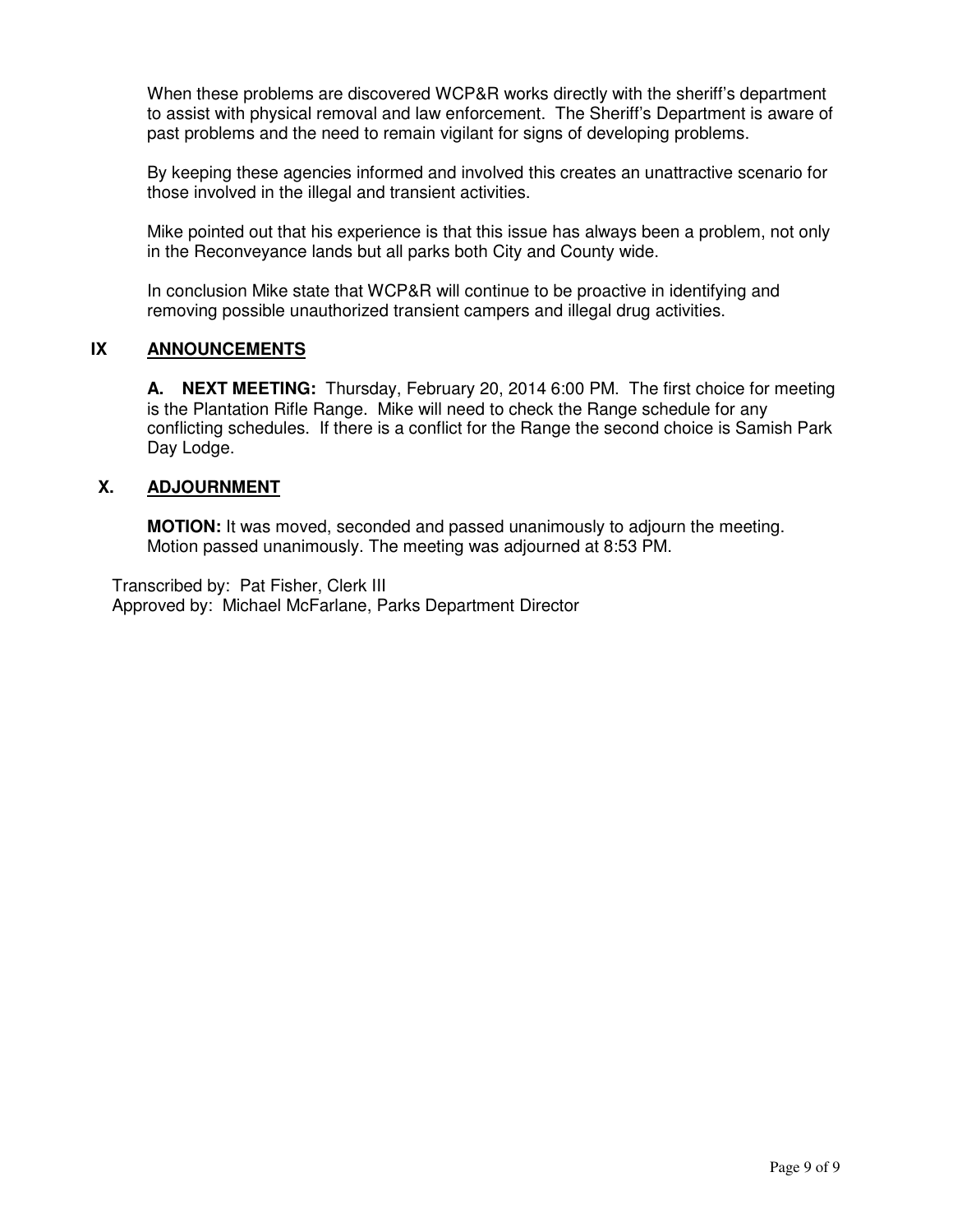When these problems are discovered WCP&R works directly with the sheriff's department to assist with physical removal and law enforcement. The Sheriff's Department is aware of past problems and the need to remain vigilant for signs of developing problems.

By keeping these agencies informed and involved this creates an unattractive scenario for those involved in the illegal and transient activities.

Mike pointed out that his experience is that this issue has always been a problem, not only in the Reconveyance lands but all parks both City and County wide.

In conclusion Mike state that WCP&R will continue to be proactive in identifying and removing possible unauthorized transient campers and illegal drug activities.

## IX ANNOUNCEMENTS

**A. NEXT MEETING:** Thursday, February 20, 2014 6:00 PM. The first choice for meeting is the Plantation Rifle Range. Mike will need to check the Range schedule for any conflicting schedules. If there is a conflict for the Range the second choice is Samish Park Day Lodge.

## X. ADJOURNMENT

**MOTION:** It was moved, seconded and passed unanimously to adjourn the meeting. Motion passed unanimously. The meeting was adjourned at 8:53 PM.

Transcribed by: Pat Fisher, Clerk III
Approved by: Michael McFarlane, Parks Department Director